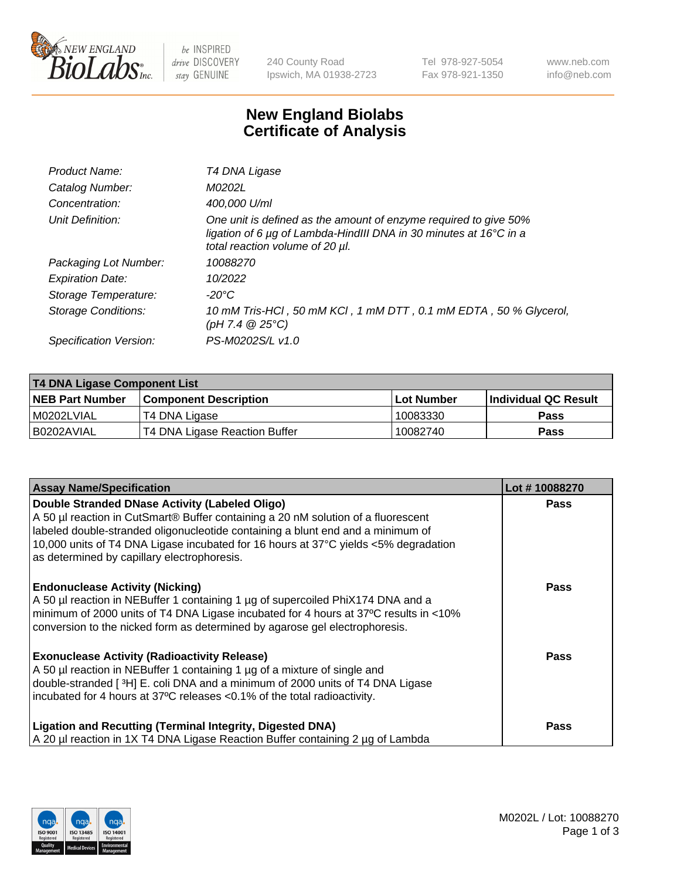# New England Biolabs Certificate of Analysis

| | |
|---|---|
| *Product Name:* | *T4 DNA Ligase* |
| *Catalog Number:* | *M0202L* |
| *Concentration:* | *400,000 U/ml* |
| *Unit Definition:* | *One unit is defined as the amount of enzyme required to give 50% ligation of 6 µg of Lambda-HindIII DNA in 30 minutes at 16°C in a total reaction volume of 20 µl.* |
| *Packaging Lot Number:* | *10088270* |
| *Expiration Date:* | *10/2022* |
| *Storage Temperature:* | *-20°C* |
| *Storage Conditions:* | *10 mM Tris-HCl , 50 mM KCl , 1 mM DTT , 0.1 mM EDTA , 50 % Glycerol, (pH 7.4 @ 25°C)* |
| *Specification Version:* | *PS-M0202S/L v1.0* |

| T4 DNA Ligase Component List | | | |
|---|---|---|---|
| **NEB Part Number** | **Component Description** | **Lot Number** | **Individual QC Result** |
| M0202LVIAL | T4 DNA Ligase | 10083330 | Pass |
| B0202AVIAL | T4 DNA Ligase Reaction Buffer | 10082740 | Pass |

| Assay Name/Specification | Lot # 10088270 |
|---|---|
| **Double Stranded DNase Activity (Labeled Oligo)** A 50 µl reaction in CutSmart® Buffer containing a 20 nM solution of a fluorescent labeled double-stranded oligonucleotide containing a blunt end and a minimum of 10,000 units of T4 DNA Ligase incubated for 16 hours at 37°C yields <5% degradation as determined by capillary electrophoresis. | Pass |
| **Endonuclease Activity (Nicking)** A 50 µl reaction in NEBuffer 1 containing 1 µg of supercoiled PhiX174 DNA and a minimum of 2000 units of T4 DNA Ligase incubated for 4 hours at 37ºC results in <10% conversion to the nicked form as determined by agarose gel electrophoresis. | Pass |
| **Exonuclease Activity (Radioactivity Release)** A 50 µl reaction in NEBuffer 1 containing 1 µg of a mixture of single and double-stranded [ $^3$H] E. coli DNA and a minimum of 2000 units of T4 DNA Ligase incubated for 4 hours at 37ºC releases <0.1% of the total radioactivity. | Pass |
| **Ligation and Recutting (Terminal Integrity, Digested DNA)** A 20 µl reaction in 1X T4 DNA Ligase Reaction Buffer containing 2 µg of Lambda | Pass |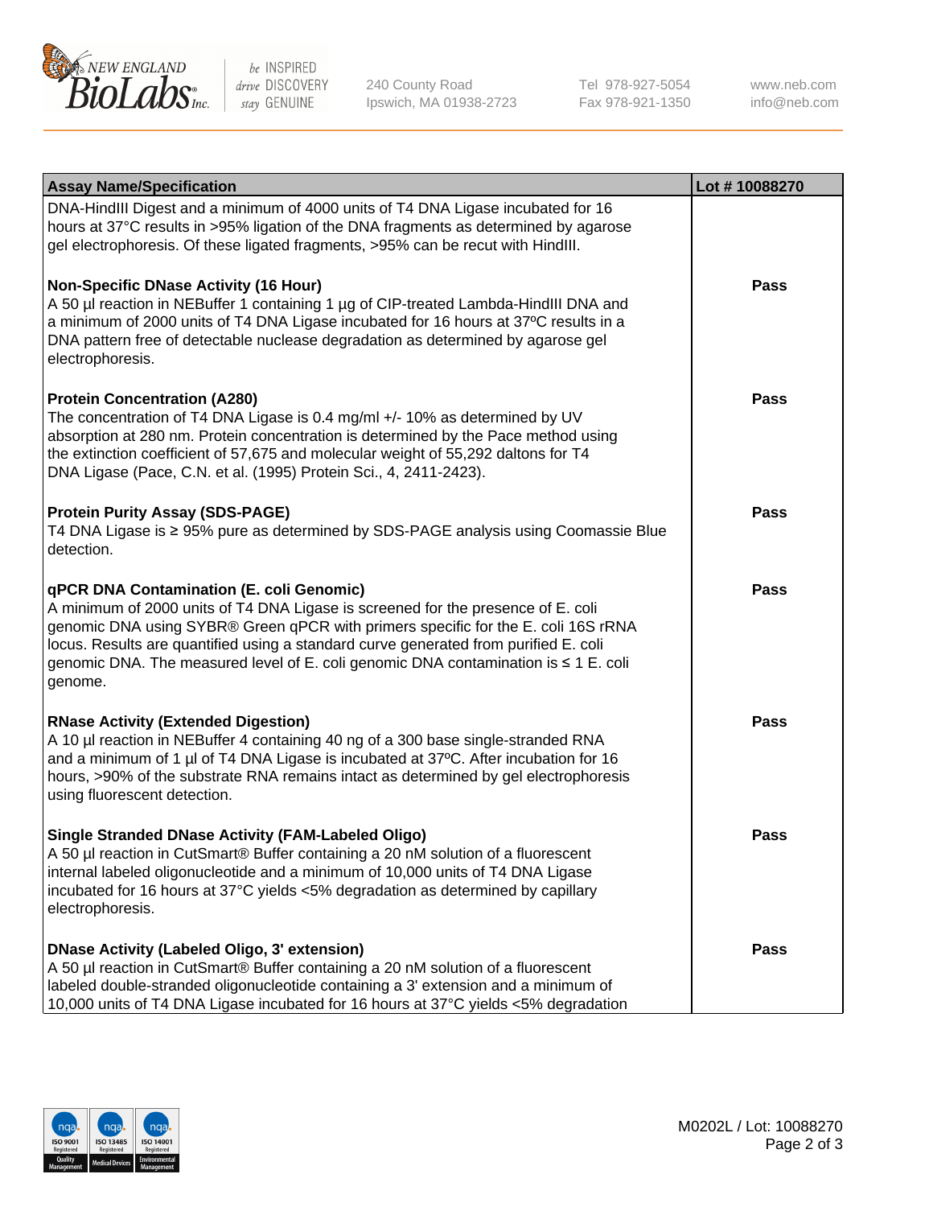| Assay Name/Specification | Lot # 10088270 |
| --- | --- |
| DNA-HindIII Digest and a minimum of 4000 units of T4 DNA Ligase incubated for 16 hours at 37°C results in >95% ligation of the DNA fragments as determined by agarose gel electrophoresis. Of these ligated fragments, >95% can be recut with HindIII. | |
| **Non-Specific DNase Activity (16 Hour)**<br>A 50 µl reaction in NEBuffer 1 containing 1 µg of CIP-treated Lambda-HindIII DNA and a minimum of 2000 units of T4 DNA Ligase incubated for 16 hours at 37ºC results in a DNA pattern free of detectable nuclease degradation as determined by agarose gel electrophoresis. | Pass |
| **Protein Concentration (A280)**<br>The concentration of T4 DNA Ligase is 0.4 mg/ml +/- 10% as determined by UV absorption at 280 nm. Protein concentration is determined by the Pace method using the extinction coefficient of 57,675 and molecular weight of 55,292 daltons for T4 DNA Ligase (Pace, C.N. et al. (1995) Protein Sci., 4, 2411-2423). | Pass |
| **Protein Purity Assay (SDS-PAGE)**<br>T4 DNA Ligase is ≥ 95% pure as determined by SDS-PAGE analysis using Coomassie Blue detection. | Pass |
| **qPCR DNA Contamination (E. coli Genomic)**<br>A minimum of 2000 units of T4 DNA Ligase is screened for the presence of E. coli genomic DNA using SYBR® Green qPCR with primers specific for the E. coli 16S rRNA locus. Results are quantified using a standard curve generated from purified E. coli genomic DNA. The measured level of E. coli genomic DNA contamination is ≤ 1 E. coli genome. | Pass |
| **RNase Activity (Extended Digestion)**<br>A 10 µl reaction in NEBuffer 4 containing 40 ng of a 300 base single-stranded RNA and a minimum of 1 µl of T4 DNA Ligase is incubated at 37ºC. After incubation for 16 hours, >90% of the substrate RNA remains intact as determined by gel electrophoresis using fluorescent detection. | Pass |
| **Single Stranded DNase Activity (FAM-Labeled Oligo)**<br>A 50 µl reaction in CutSmart® Buffer containing a 20 nM solution of a fluorescent internal labeled oligonucleotide and a minimum of 10,000 units of T4 DNA Ligase incubated for 16 hours at 37°C yields <5% degradation as determined by capillary electrophoresis. | Pass |
| **DNase Activity (Labeled Oligo, 3' extension)**<br>A 50 µl reaction in CutSmart® Buffer containing a 20 nM solution of a fluorescent labeled double-stranded oligonucleotide containing a 3' extension and a minimum of 10,000 units of T4 DNA Ligase incubated for 16 hours at 37°C yields <5% degradation | Pass |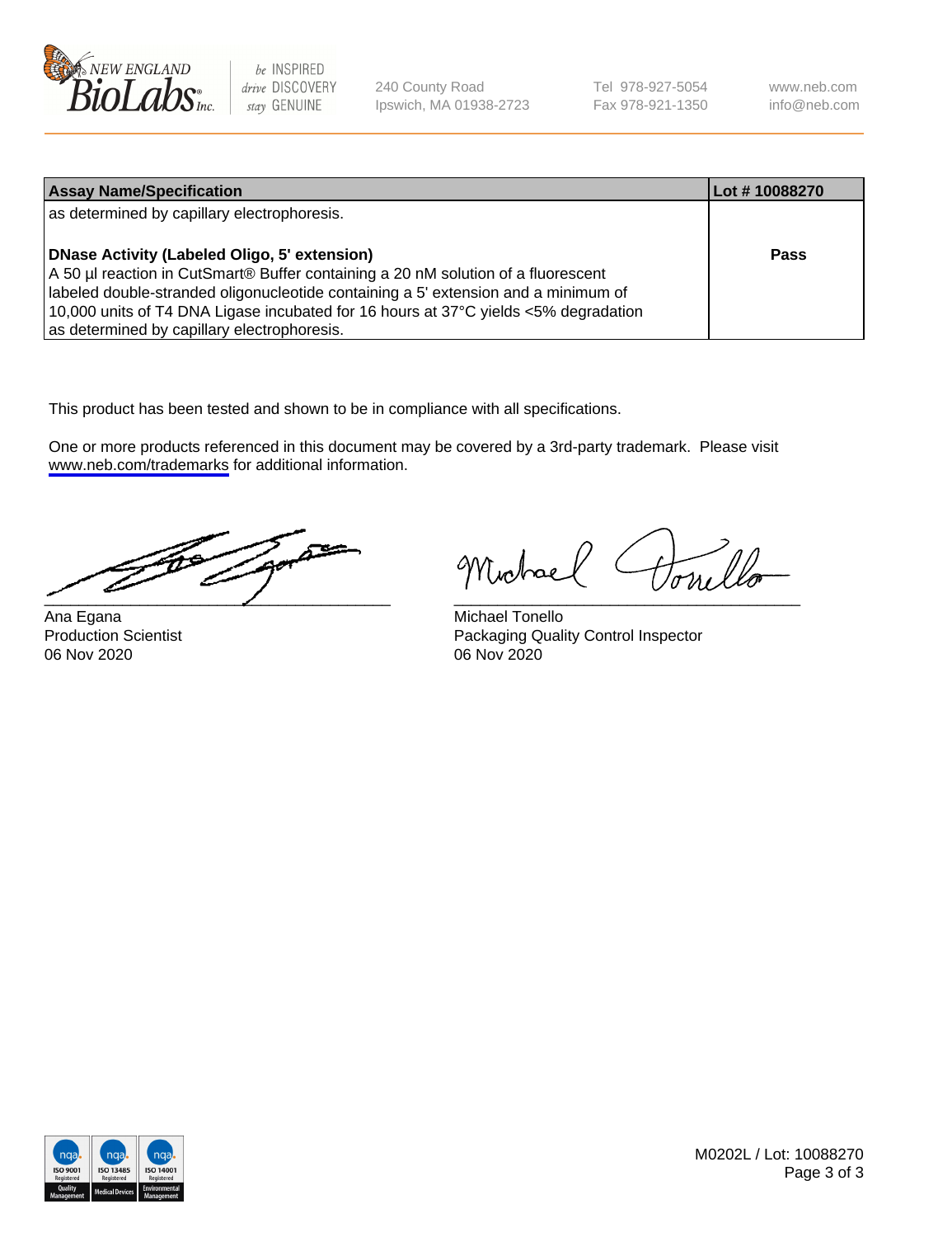| Assay Name/Specification | Lot # 10088270 |
|---|---|
| as determined by capillary electrophoresis. | |
| **DNase Activity (Labeled Oligo, 5' extension)**<br>A 50 µl reaction in CutSmart® Buffer containing a 20 nM solution of a fluorescent labeled double-stranded oligonucleotide containing a 5' extension and a minimum of 10,000 units of T4 DNA Ligase incubated for 16 hours at 37°C yields <5% degradation as determined by capillary electrophoresis. | **Pass** |

This product has been tested and shown to be in compliance with all specifications.

One or more products referenced in this document may be covered by a 3rd-party trademark. Please visit www.neb.com/trademarks for additional information.

Ana Egana
Production Scientist
06 Nov 2020

Michael Tonello
Packaging Quality Control Inspector
06 Nov 2020

M0202L / Lot: 10088270